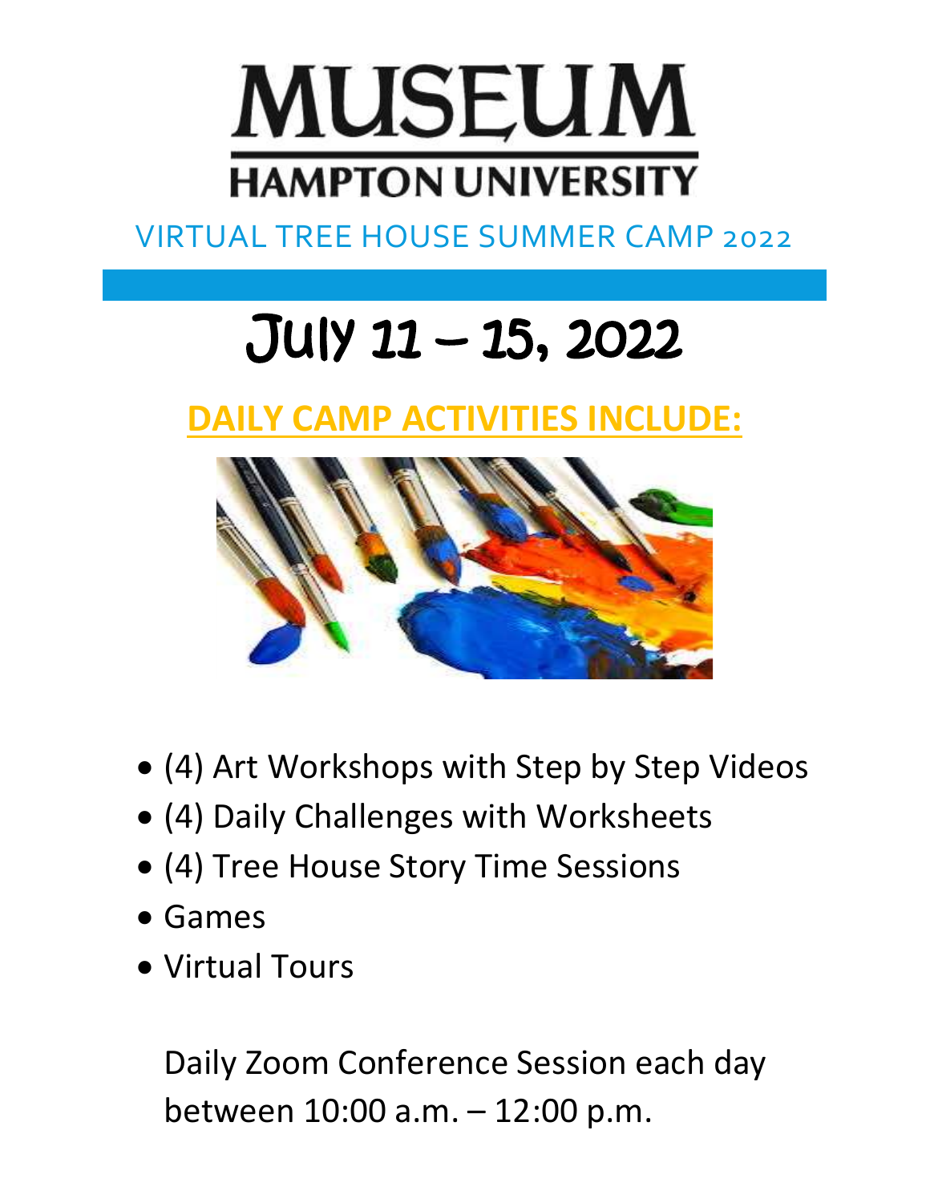# MUSEUM

## HAMPTON UNIVERSITY

VIRTUAL TREE HOUSE SUMMER CAMP 2022

# July 11 – 15, 2022

## DAILY CAMP ACTIVITIES INCLUDE:

- (4) Art Workshops with Step by Step Videos
- (4) Daily Challenges with Worksheets
- (4) Tree House Story Time Sessions
- Games
- Virtual Tours

Daily Zoom Conference Session each day between 10:00 a.m. – 12:00 p.m.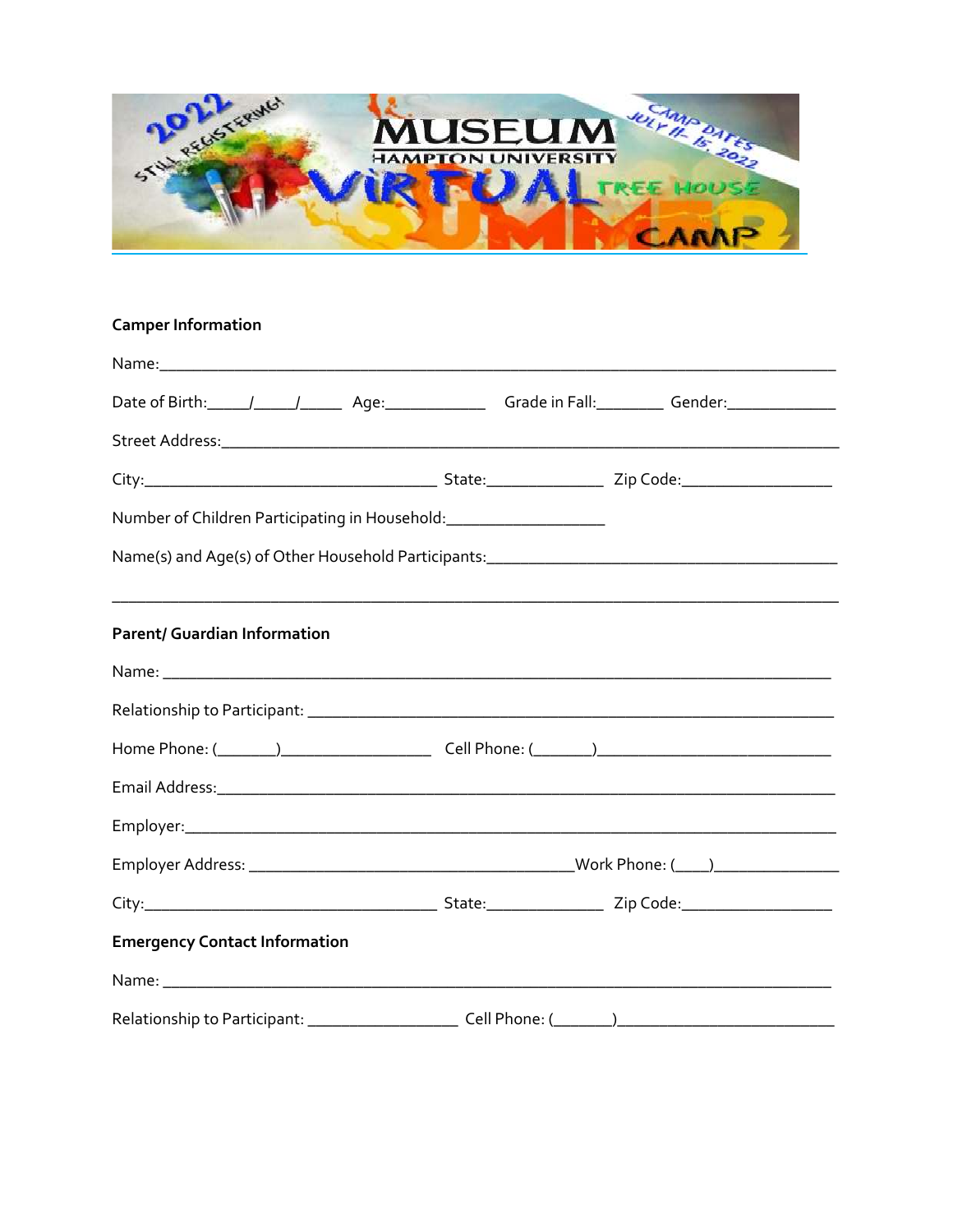2022 STILL REGISTERING!

# MUSEUM
HAMPTON UNIVERSITY

VIRTUAL TREE HOUSE SUMMER CAMP

CAMP DATES JULY 11- 15, 2022

**Camper Information**

Name:_______________________________________________________________________________

Date of Birth:_____/_____/_____ Age:____________ Grade in Fall:________ Gender:_____________

Street Address:_______________________________________________________________________

City:__________________________________ State:______________ Zip Code:_________________

Number of Children Participating in Household:__________________

Name(s) and Age(s) of Other Household Participants:________________________________________

______________________________________________________________________________________

**Parent/ Guardian Information**

Name: _______________________________________________________________________________

Relationship to Participant: _____________________________________________________________

Home Phone: (_______)_________________ Cell Phone: (_______)__________________________

Email Address:________________________________________________________________________

Employer:_____________________________________________________________________________

Employer Address: ______________________________________Work Phone: (____)______________

City:__________________________________ State:______________ Zip Code:_________________

**Emergency Contact Information**

Name: _______________________________________________________________________________

Relationship to Participant: _________________ Cell Phone: (_______)_________________________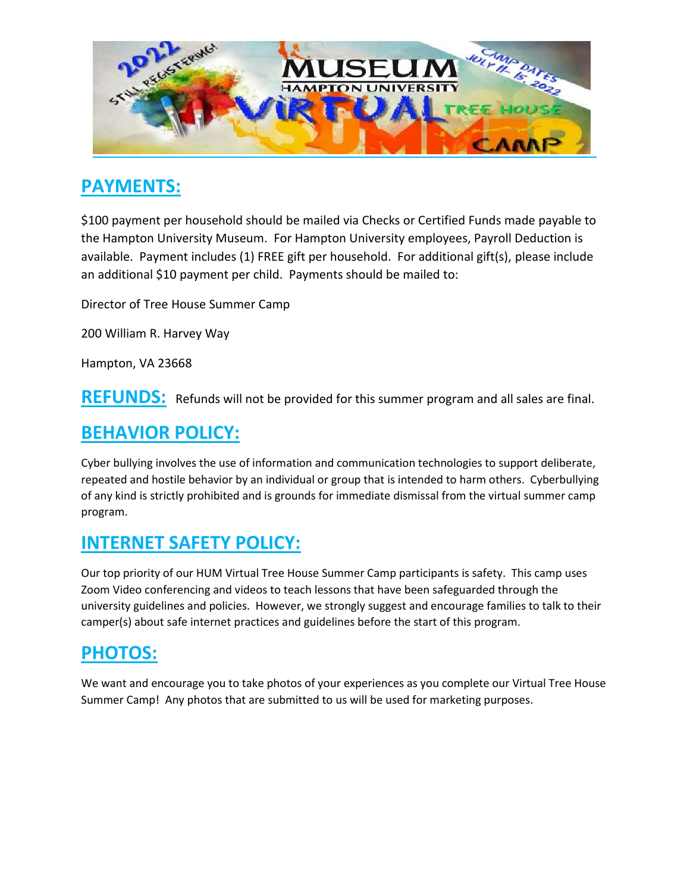## PAYMENTS:

$100 payment per household should be mailed via Checks or Certified Funds made payable to the Hampton University Museum. For Hampton University employees, Payroll Deduction is available. Payment includes (1) FREE gift per household. For additional gift(s), please include an additional $10 payment per child. Payments should be mailed to:

Director of Tree House Summer Camp

200 William R. Harvey Way

Hampton, VA 23668

## REFUNDS:

Refunds will not be provided for this summer program and all sales are final.

## BEHAVIOR POLICY:

Cyber bullying involves the use of information and communication technologies to support deliberate, repeated and hostile behavior by an individual or group that is intended to harm others. Cyberbullying of any kind is strictly prohibited and is grounds for immediate dismissal from the virtual summer camp program.

## INTERNET SAFETY POLICY:

Our top priority of our HUM Virtual Tree House Summer Camp participants is safety. This camp uses Zoom Video conferencing and videos to teach lessons that have been safeguarded through the university guidelines and policies. However, we strongly suggest and encourage families to talk to their camper(s) about safe internet practices and guidelines before the start of this program.

## PHOTOS:

We want and encourage you to take photos of your experiences as you complete our Virtual Tree House Summer Camp! Any photos that are submitted to us will be used for marketing purposes.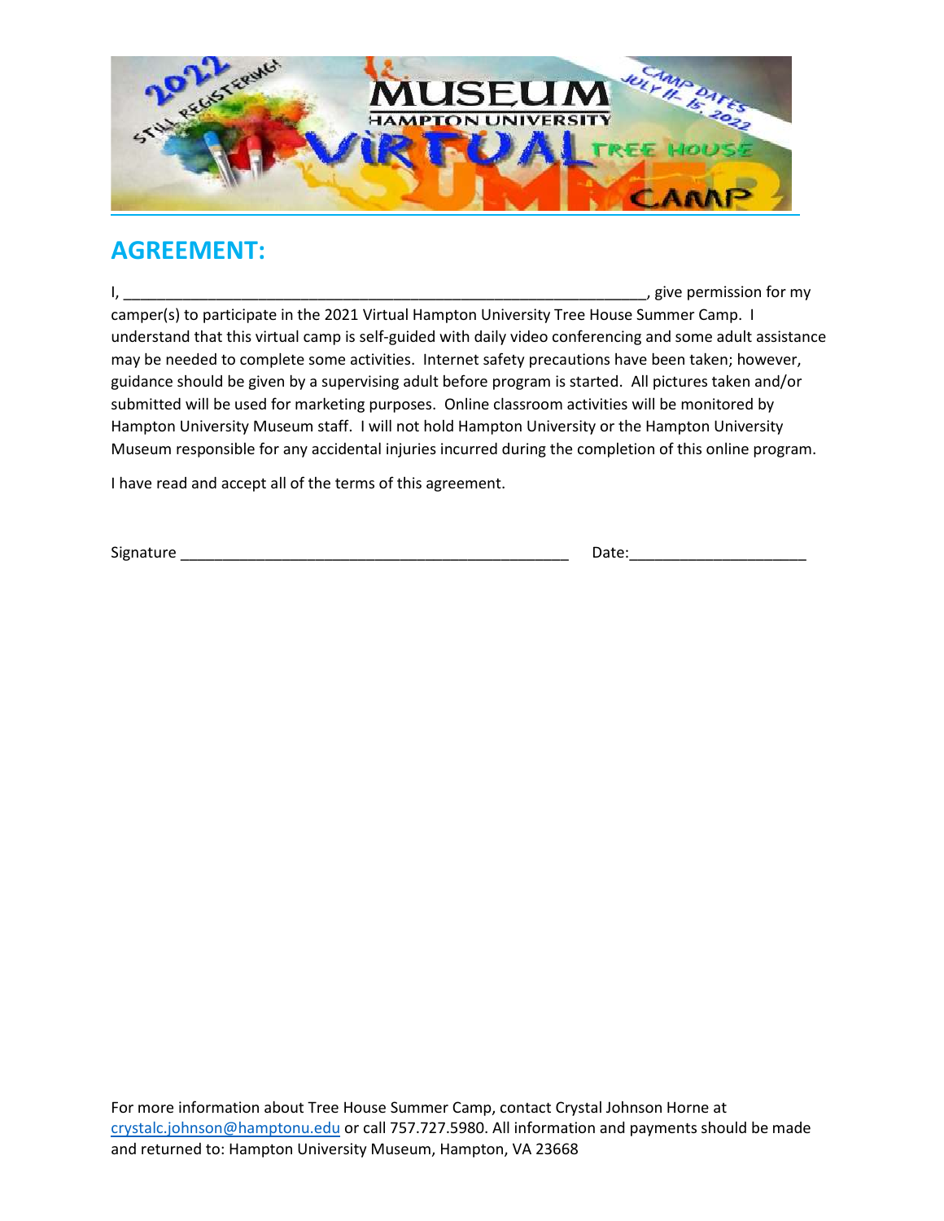## AGREEMENT:

I, ________________________________________________________________, give permission for my camper(s) to participate in the 2021 Virtual Hampton University Tree House Summer Camp. I understand that this virtual camp is self-guided with daily video conferencing and some adult assistance may be needed to complete some activities. Internet safety precautions have been taken; however, guidance should be given by a supervising adult before program is started. All pictures taken and/or submitted will be used for marketing purposes. Online classroom activities will be monitored by Hampton University Museum staff. I will not hold Hampton University or the Hampton University Museum responsible for any accidental injuries incurred during the completion of this online program.

I have read and accept all of the terms of this agreement.

Signature ________________________________________________ Date:_____________________

For more information about Tree House Summer Camp, contact Crystal Johnson Horne at crystalc.johnson@hamptonu.edu or call 757.727.5980. All information and payments should be made and returned to: Hampton University Museum, Hampton, VA 23668